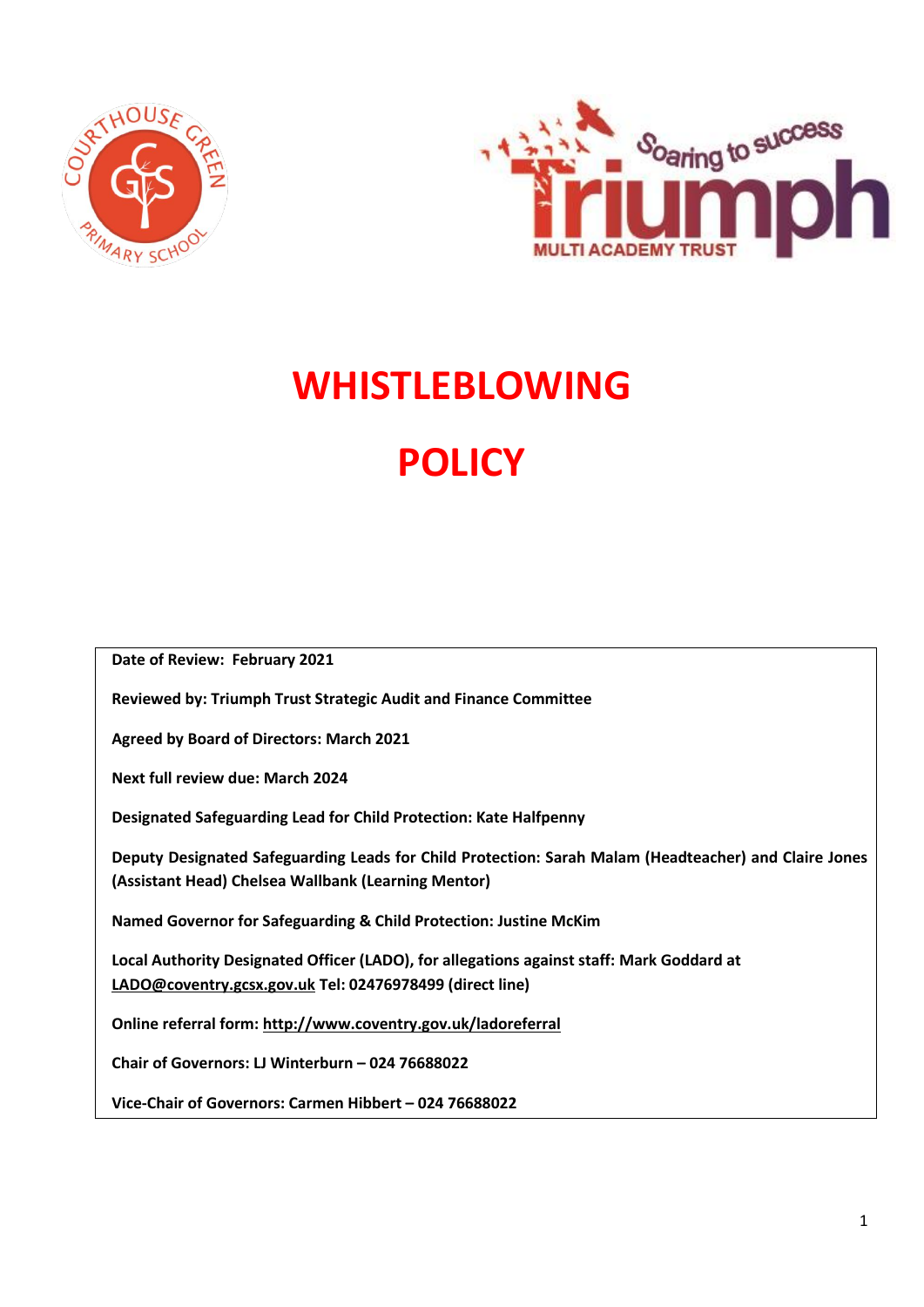# WHISTLEBLOWING

# POLICY

**Date of Review: February 2021**

**Reviewed by: Triumph Trust Strategic Audit and Finance Committee**

**Agreed by Board of Directors: March 2021**

**Next full review due: March 2024**

**Designated Safeguarding Lead for Child Protection: Kate Halfpenny**

**Deputy Designated Safeguarding Leads for Child Protection: Sarah Malam (Headteacher) and Claire Jones (Assistant Head) Chelsea Wallbank (Learning Mentor)**

**Named Governor for Safeguarding & Child Protection: Justine McKim**

**Local Authority Designated Officer (LADO), for allegations against staff: Mark Goddard at LADO@coventry.gcsx.gov.uk Tel: 02476978499 (direct line)**

**Online referral form: http://www.coventry.gov.uk/ladoreferral**

**Chair of Governors: LJ Winterburn – 024 76688022**

**Vice-Chair of Governors: Carmen Hibbert – 024 76688022**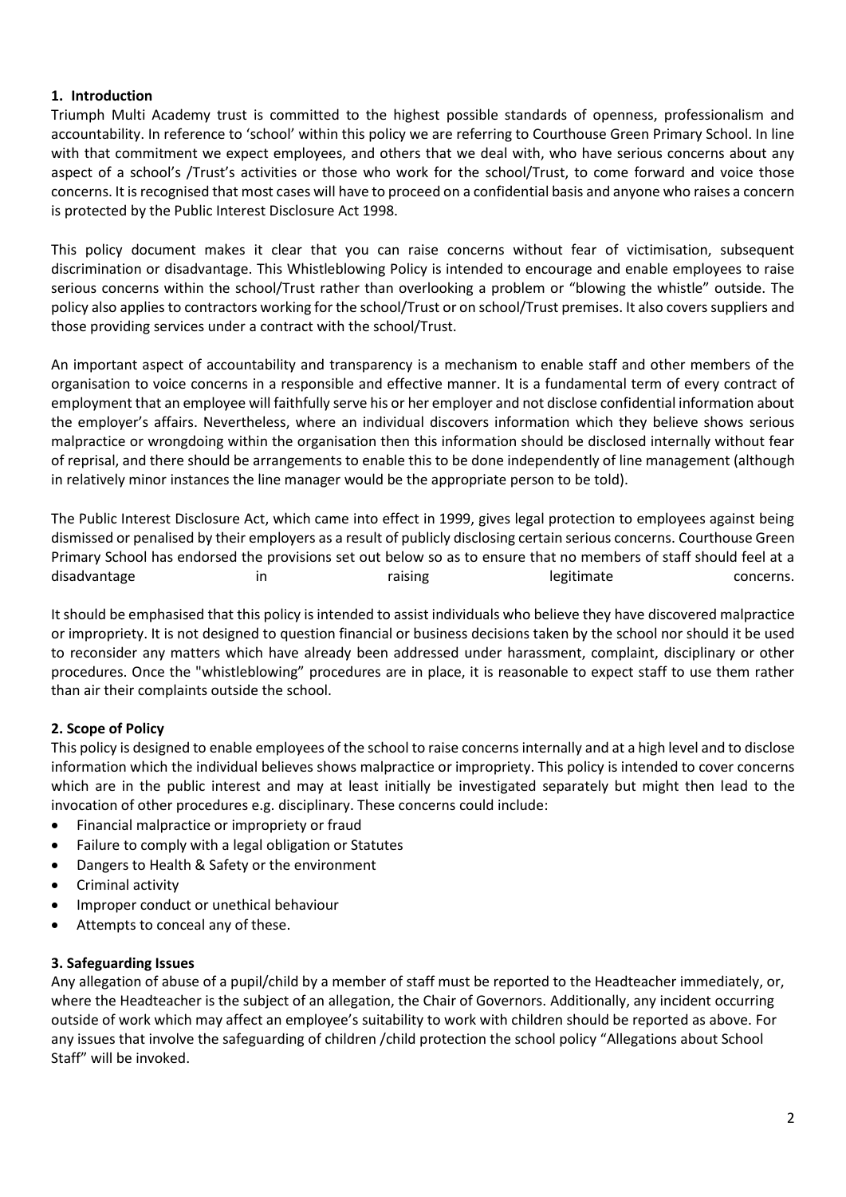## 1. Introduction

Triumph Multi Academy trust is committed to the highest possible standards of openness, professionalism and accountability. In reference to 'school' within this policy we are referring to Courthouse Green Primary School. In line with that commitment we expect employees, and others that we deal with, who have serious concerns about any aspect of a school's /Trust's activities or those who work for the school/Trust, to come forward and voice those concerns. It is recognised that most cases will have to proceed on a confidential basis and anyone who raises a concern is protected by the Public Interest Disclosure Act 1998.

This policy document makes it clear that you can raise concerns without fear of victimisation, subsequent discrimination or disadvantage. This Whistleblowing Policy is intended to encourage and enable employees to raise serious concerns within the school/Trust rather than overlooking a problem or "blowing the whistle" outside. The policy also applies to contractors working for the school/Trust or on school/Trust premises. It also covers suppliers and those providing services under a contract with the school/Trust.

An important aspect of accountability and transparency is a mechanism to enable staff and other members of the organisation to voice concerns in a responsible and effective manner. It is a fundamental term of every contract of employment that an employee will faithfully serve his or her employer and not disclose confidential information about the employer's affairs. Nevertheless, where an individual discovers information which they believe shows serious malpractice or wrongdoing within the organisation then this information should be disclosed internally without fear of reprisal, and there should be arrangements to enable this to be done independently of line management (although in relatively minor instances the line manager would be the appropriate person to be told).

The Public Interest Disclosure Act, which came into effect in 1999, gives legal protection to employees against being dismissed or penalised by their employers as a result of publicly disclosing certain serious concerns. Courthouse Green Primary School has endorsed the provisions set out below so as to ensure that no members of staff should feel at a disadvantage in raising legitimate concerns.

It should be emphasised that this policy is intended to assist individuals who believe they have discovered malpractice or impropriety. It is not designed to question financial or business decisions taken by the school nor should it be used to reconsider any matters which have already been addressed under harassment, complaint, disciplinary or other procedures. Once the "whistleblowing" procedures are in place, it is reasonable to expect staff to use them rather than air their complaints outside the school.

## 2. Scope of Policy

This policy is designed to enable employees of the school to raise concerns internally and at a high level and to disclose information which the individual believes shows malpractice or impropriety. This policy is intended to cover concerns which are in the public interest and may at least initially be investigated separately but might then lead to the invocation of other procedures e.g. disciplinary. These concerns could include:

- Financial malpractice or impropriety or fraud
- Failure to comply with a legal obligation or Statutes
- Dangers to Health & Safety or the environment
- Criminal activity
- Improper conduct or unethical behaviour
- Attempts to conceal any of these.

## 3. Safeguarding Issues

Any allegation of abuse of a pupil/child by a member of staff must be reported to the Headteacher immediately, or, where the Headteacher is the subject of an allegation, the Chair of Governors. Additionally, any incident occurring outside of work which may affect an employee's suitability to work with children should be reported as above. For any issues that involve the safeguarding of children /child protection the school policy "Allegations about School Staff" will be invoked.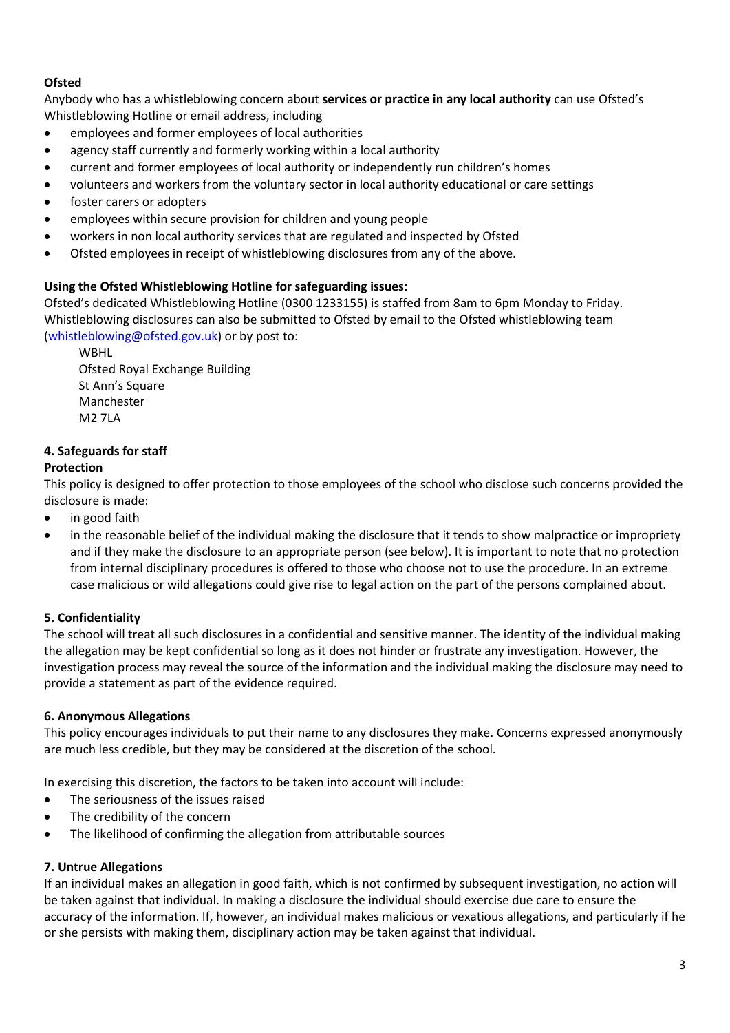**Ofsted**

Anybody who has a whistleblowing concern about **services or practice in any local authority** can use Ofsted's Whistleblowing Hotline or email address, including

- employees and former employees of local authorities
- agency staff currently and formerly working within a local authority
- current and former employees of local authority or independently run children's homes
- volunteers and workers from the voluntary sector in local authority educational or care settings
- foster carers or adopters
- employees within secure provision for children and young people
- workers in non local authority services that are regulated and inspected by Ofsted
- Ofsted employees in receipt of whistleblowing disclosures from any of the above.

**Using the Ofsted Whistleblowing Hotline for safeguarding issues:**

Ofsted's dedicated Whistleblowing Hotline (0300 1233155) is staffed from 8am to 6pm Monday to Friday. Whistleblowing disclosures can also be submitted to Ofsted by email to the Ofsted whistleblowing team (whistleblowing@ofsted.gov.uk) or by post to:

WBHL
Ofsted Royal Exchange Building
St Ann's Square
Manchester
M2 7LA

### 4. Safeguards for staff

**Protection**

This policy is designed to offer protection to those employees of the school who disclose such concerns provided the disclosure is made:

- in good faith
- in the reasonable belief of the individual making the disclosure that it tends to show malpractice or impropriety and if they make the disclosure to an appropriate person (see below). It is important to note that no protection from internal disciplinary procedures is offered to those who choose not to use the procedure. In an extreme case malicious or wild allegations could give rise to legal action on the part of the persons complained about.

### 5. Confidentiality

The school will treat all such disclosures in a confidential and sensitive manner. The identity of the individual making the allegation may be kept confidential so long as it does not hinder or frustrate any investigation. However, the investigation process may reveal the source of the information and the individual making the disclosure may need to provide a statement as part of the evidence required.

### 6. Anonymous Allegations

This policy encourages individuals to put their name to any disclosures they make. Concerns expressed anonymously are much less credible, but they may be considered at the discretion of the school.

In exercising this discretion, the factors to be taken into account will include:

- The seriousness of the issues raised
- The credibility of the concern
- The likelihood of confirming the allegation from attributable sources

### 7. Untrue Allegations

If an individual makes an allegation in good faith, which is not confirmed by subsequent investigation, no action will be taken against that individual. In making a disclosure the individual should exercise due care to ensure the accuracy of the information. If, however, an individual makes malicious or vexatious allegations, and particularly if he or she persists with making them, disciplinary action may be taken against that individual.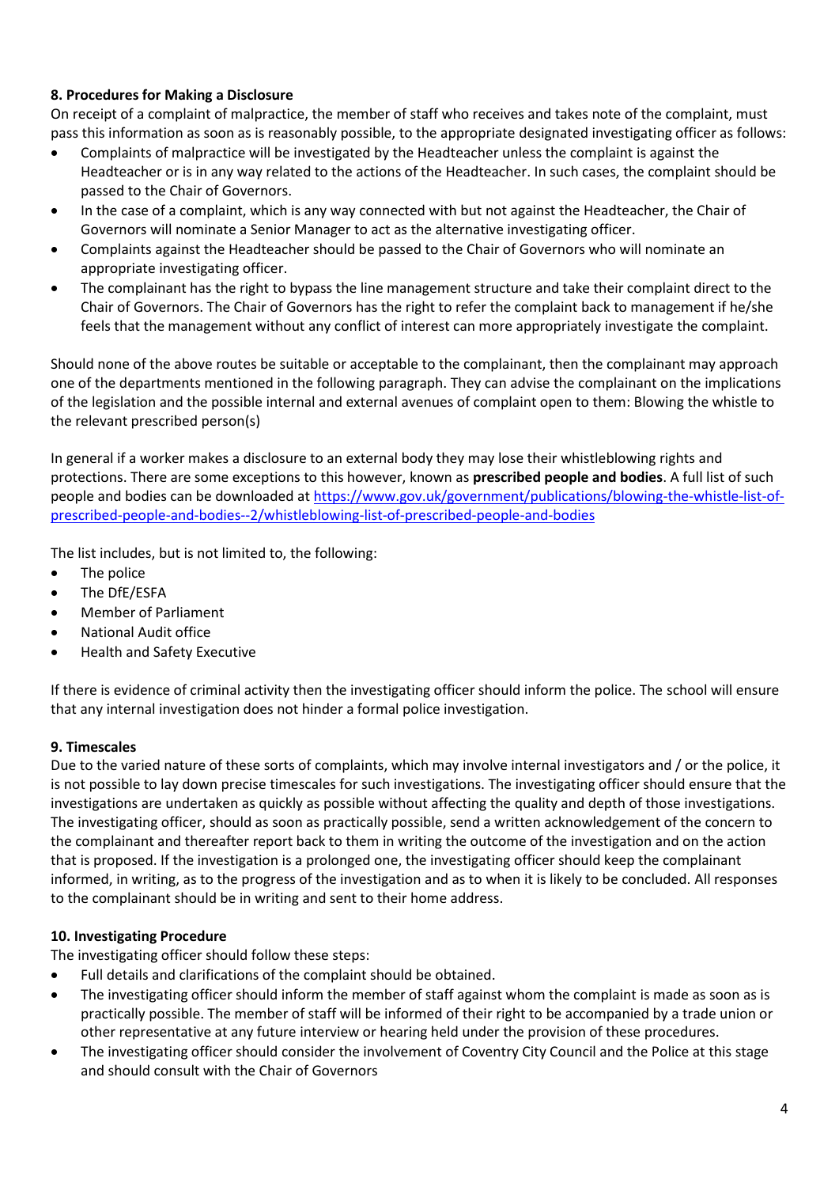### 8. Procedures for Making a Disclosure

On receipt of a complaint of malpractice, the member of staff who receives and takes note of the complaint, must pass this information as soon as is reasonably possible, to the appropriate designated investigating officer as follows:

- Complaints of malpractice will be investigated by the Headteacher unless the complaint is against the Headteacher or is in any way related to the actions of the Headteacher. In such cases, the complaint should be passed to the Chair of Governors.
- In the case of a complaint, which is any way connected with but not against the Headteacher, the Chair of Governors will nominate a Senior Manager to act as the alternative investigating officer.
- Complaints against the Headteacher should be passed to the Chair of Governors who will nominate an appropriate investigating officer.
- The complainant has the right to bypass the line management structure and take their complaint direct to the Chair of Governors. The Chair of Governors has the right to refer the complaint back to management if he/she feels that the management without any conflict of interest can more appropriately investigate the complaint.

Should none of the above routes be suitable or acceptable to the complainant, then the complainant may approach one of the departments mentioned in the following paragraph. They can advise the complainant on the implications of the legislation and the possible internal and external avenues of complaint open to them: Blowing the whistle to the relevant prescribed person(s)

In general if a worker makes a disclosure to an external body they may lose their whistleblowing rights and protections. There are some exceptions to this however, known as **prescribed people and bodies**. A full list of such people and bodies can be downloaded at [https://www.gov.uk/government/publications/blowing-the-whistle-list-of-prescribed-people-and-bodies--2/whistleblowing-list-of-prescribed-people-and-bodies](https://www.gov.uk/government/publications/blowing-the-whistle-list-of-prescribed-people-and-bodies--2/whistleblowing-list-of-prescribed-people-and-bodies)

The list includes, but is not limited to, the following:

- The police
- The DfE/ESFA
- Member of Parliament
- National Audit office
- Health and Safety Executive

If there is evidence of criminal activity then the investigating officer should inform the police. The school will ensure that any internal investigation does not hinder a formal police investigation.

### 9. Timescales

Due to the varied nature of these sorts of complaints, which may involve internal investigators and / or the police, it is not possible to lay down precise timescales for such investigations. The investigating officer should ensure that the investigations are undertaken as quickly as possible without affecting the quality and depth of those investigations. The investigating officer, should as soon as practically possible, send a written acknowledgement of the concern to the complainant and thereafter report back to them in writing the outcome of the investigation and on the action that is proposed. If the investigation is a prolonged one, the investigating officer should keep the complainant informed, in writing, as to the progress of the investigation and as to when it is likely to be concluded. All responses to the complainant should be in writing and sent to their home address.

### 10. Investigating Procedure

The investigating officer should follow these steps:

- Full details and clarifications of the complaint should be obtained.
- The investigating officer should inform the member of staff against whom the complaint is made as soon as is practically possible. The member of staff will be informed of their right to be accompanied by a trade union or other representative at any future interview or hearing held under the provision of these procedures.
- The investigating officer should consider the involvement of Coventry City Council and the Police at this stage and should consult with the Chair of Governors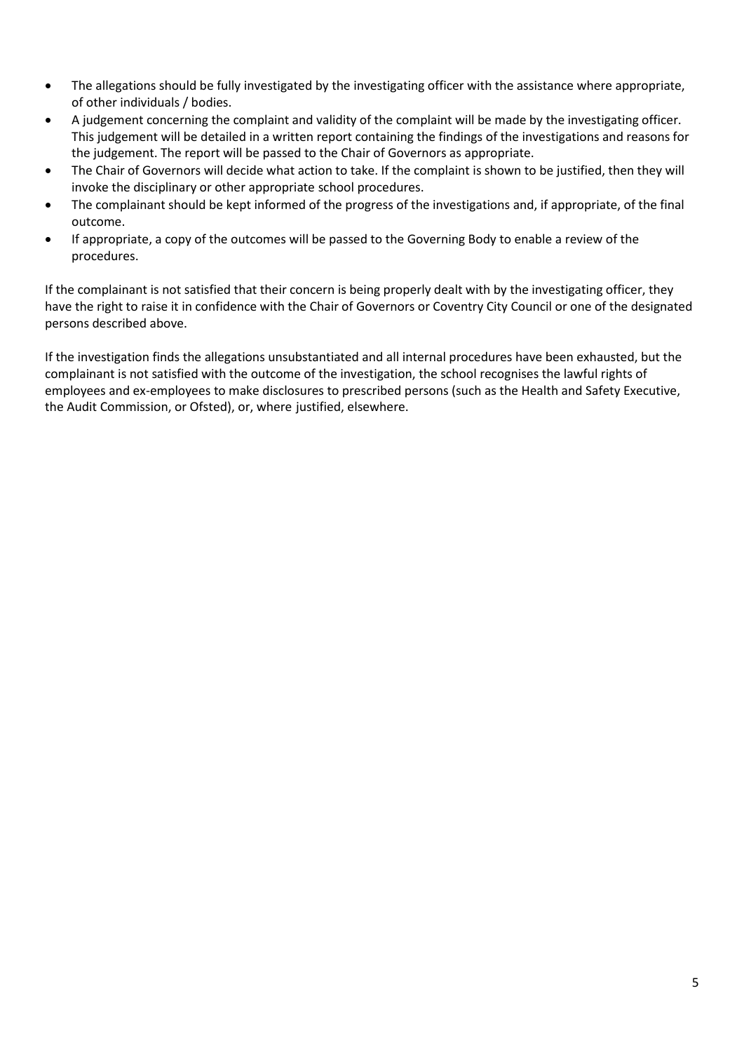- The allegations should be fully investigated by the investigating officer with the assistance where appropriate, of other individuals / bodies.
- A judgement concerning the complaint and validity of the complaint will be made by the investigating officer. This judgement will be detailed in a written report containing the findings of the investigations and reasons for the judgement. The report will be passed to the Chair of Governors as appropriate.
- The Chair of Governors will decide what action to take. If the complaint is shown to be justified, then they will invoke the disciplinary or other appropriate school procedures.
- The complainant should be kept informed of the progress of the investigations and, if appropriate, of the final outcome.
- If appropriate, a copy of the outcomes will be passed to the Governing Body to enable a review of the procedures.

If the complainant is not satisfied that their concern is being properly dealt with by the investigating officer, they have the right to raise it in confidence with the Chair of Governors or Coventry City Council or one of the designated persons described above.

If the investigation finds the allegations unsubstantiated and all internal procedures have been exhausted, but the complainant is not satisfied with the outcome of the investigation, the school recognises the lawful rights of employees and ex-employees to make disclosures to prescribed persons (such as the Health and Safety Executive, the Audit Commission, or Ofsted), or, where justified, elsewhere.